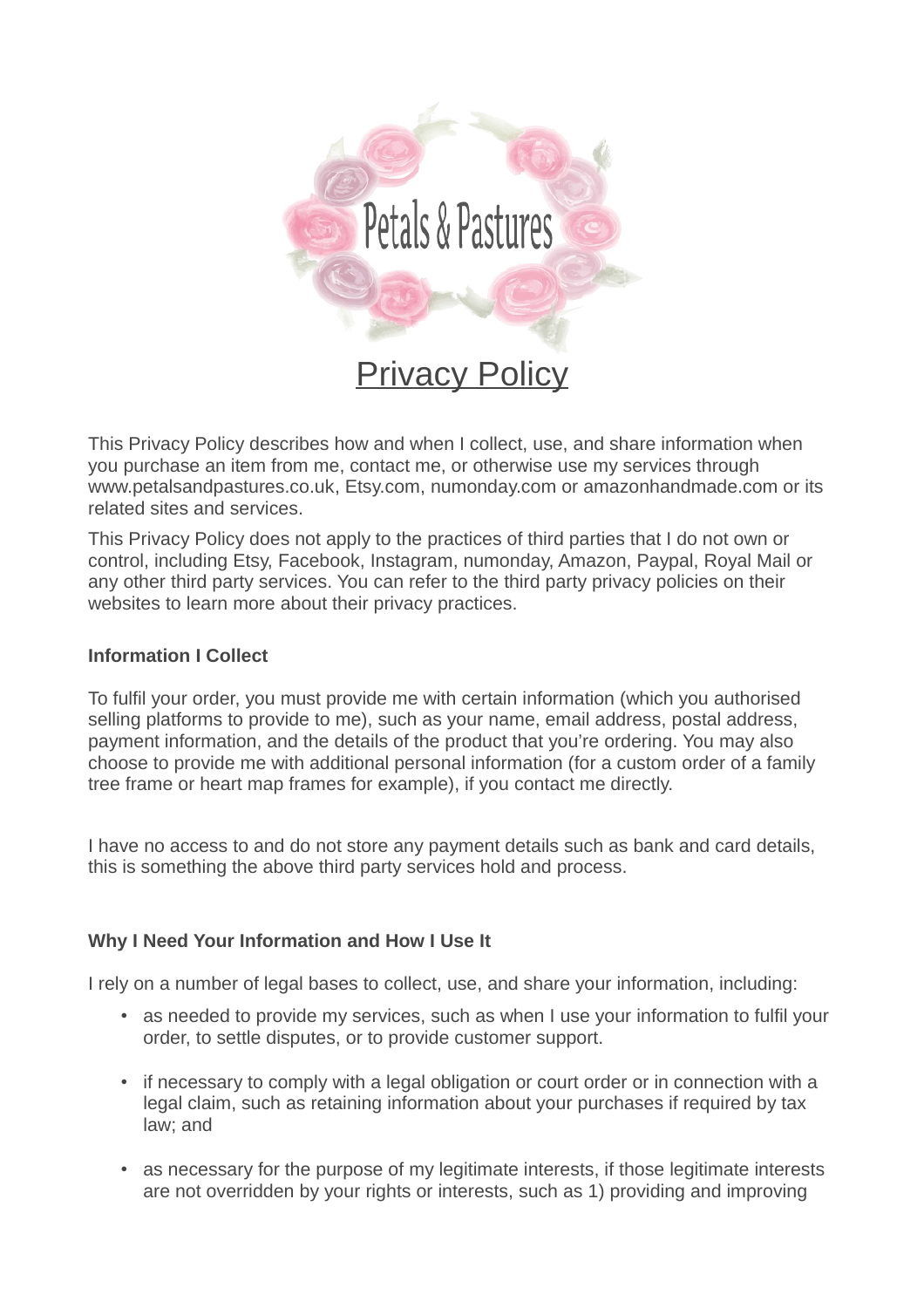Petals & Pastures

# Privacy Policy

This Privacy Policy describes how and when I collect, use, and share information when you purchase an item from me, contact me, or otherwise use my services through www.petalsandpastures.co.uk, Etsy.com, numonday.com or amazonhandmade.com or its related sites and services.

This Privacy Policy does not apply to the practices of third parties that I do not own or control, including Etsy, Facebook, Instagram, numonday, Amazon, Paypal, Royal Mail or any other third party services. You can refer to the third party privacy policies on their websites to learn more about their privacy practices.

**Information I Collect**

To fulfil your order, you must provide me with certain information (which you authorised selling platforms to provide to me), such as your name, email address, postal address, payment information, and the details of the product that you're ordering. You may also choose to provide me with additional personal information (for a custom order of a family tree frame or heart map frames for example), if you contact me directly.

I have no access to and do not store any payment details such as bank and card details, this is something the above third party services hold and process.

**Why I Need Your Information and How I Use It**

I rely on a number of legal bases to collect, use, and share your information, including:

- as needed to provide my services, such as when I use your information to fulfil your order, to settle disputes, or to provide customer support.
- if necessary to comply with a legal obligation or court order or in connection with a legal claim, such as retaining information about your purchases if required by tax law; and
- as necessary for the purpose of my legitimate interests, if those legitimate interests are not overridden by your rights or interests, such as 1) providing and improving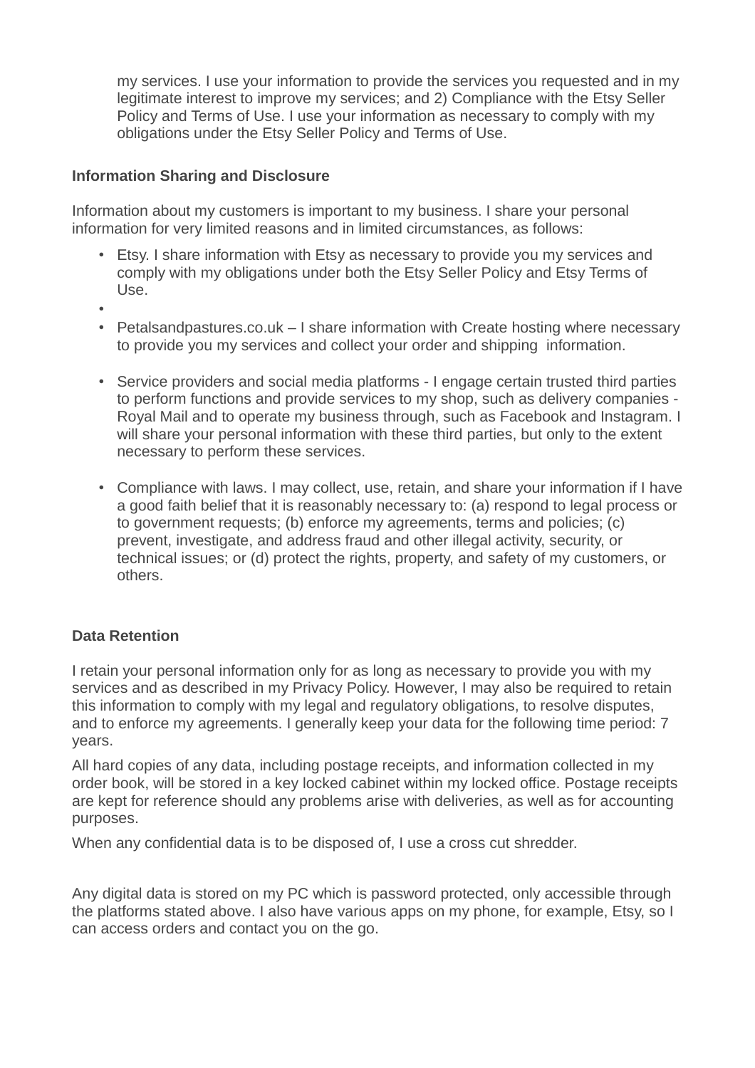my services. I use your information to provide the services you requested and in my legitimate interest to improve my services; and 2) Compliance with the Etsy Seller Policy and Terms of Use. I use your information as necessary to comply with my obligations under the Etsy Seller Policy and Terms of Use.

**Information Sharing and Disclosure**

Information about my customers is important to my business. I share your personal information for very limited reasons and in limited circumstances, as follows:

- Etsy. I share information with Etsy as necessary to provide you my services and comply with my obligations under both the Etsy Seller Policy and Etsy Terms of Use.
- 
- Petalsandpastures.co.uk – I share information with Create hosting where necessary to provide you my services and collect your order and shipping information.
- Service providers and social media platforms - I engage certain trusted third parties to perform functions and provide services to my shop, such as delivery companies - Royal Mail and to operate my business through, such as Facebook and Instagram. I will share your personal information with these third parties, but only to the extent necessary to perform these services.
- Compliance with laws. I may collect, use, retain, and share your information if I have a good faith belief that it is reasonably necessary to: (a) respond to legal process or to government requests; (b) enforce my agreements, terms and policies; (c) prevent, investigate, and address fraud and other illegal activity, security, or technical issues; or (d) protect the rights, property, and safety of my customers, or others.

**Data Retention**

I retain your personal information only for as long as necessary to provide you with my services and as described in my Privacy Policy. However, I may also be required to retain this information to comply with my legal and regulatory obligations, to resolve disputes, and to enforce my agreements. I generally keep your data for the following time period: 7 years.

All hard copies of any data, including postage receipts, and information collected in my order book, will be stored in a key locked cabinet within my locked office. Postage receipts are kept for reference should any problems arise with deliveries, as well as for accounting purposes.

When any confidential data is to be disposed of, I use a cross cut shredder.

Any digital data is stored on my PC which is password protected, only accessible through the platforms stated above. I also have various apps on my phone, for example, Etsy, so I can access orders and contact you on the go.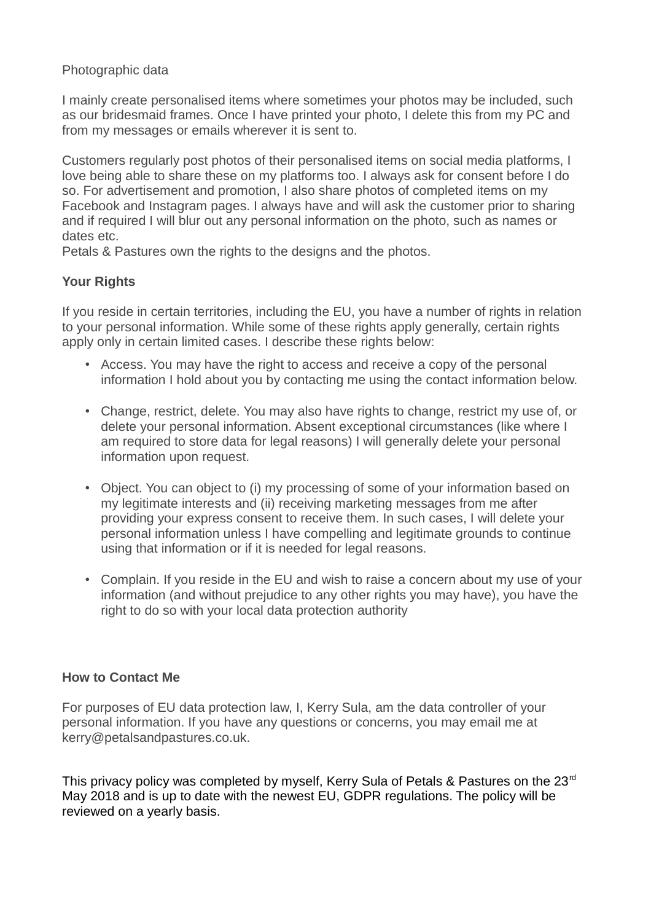Photographic data

I mainly create personalised items where sometimes your photos may be included, such as our bridesmaid frames. Once I have printed your photo, I delete this from my PC and from my messages or emails wherever it is sent to.

Customers regularly post photos of their personalised items on social media platforms, I love being able to share these on my platforms too. I always ask for consent before I do so. For advertisement and promotion, I also share photos of completed items on my Facebook and Instagram pages. I always have and will ask the customer prior to sharing and if required I will blur out any personal information on the photo, such as names or dates etc.
Petals & Pastures own the rights to the designs and the photos.

**Your Rights**

If you reside in certain territories, including the EU, you have a number of rights in relation to your personal information. While some of these rights apply generally, certain rights apply only in certain limited cases. I describe these rights below:

- Access. You may have the right to access and receive a copy of the personal information I hold about you by contacting me using the contact information below.
- Change, restrict, delete. You may also have rights to change, restrict my use of, or delete your personal information. Absent exceptional circumstances (like where I am required to store data for legal reasons) I will generally delete your personal information upon request.
- Object. You can object to (i) my processing of some of your information based on my legitimate interests and (ii) receiving marketing messages from me after providing your express consent to receive them. In such cases, I will delete your personal information unless I have compelling and legitimate grounds to continue using that information or if it is needed for legal reasons.
- Complain. If you reside in the EU and wish to raise a concern about my use of your information (and without prejudice to any other rights you may have), you have the right to do so with your local data protection authority

**How to Contact Me**

For purposes of EU data protection law, I, Kerry Sula, am the data controller of your personal information. If you have any questions or concerns, you may email me at kerry@petalsandpastures.co.uk.

This privacy policy was completed by myself, Kerry Sula of Petals & Pastures on the 23rd May 2018 and is up to date with the newest EU, GDPR regulations. The policy will be reviewed on a yearly basis.